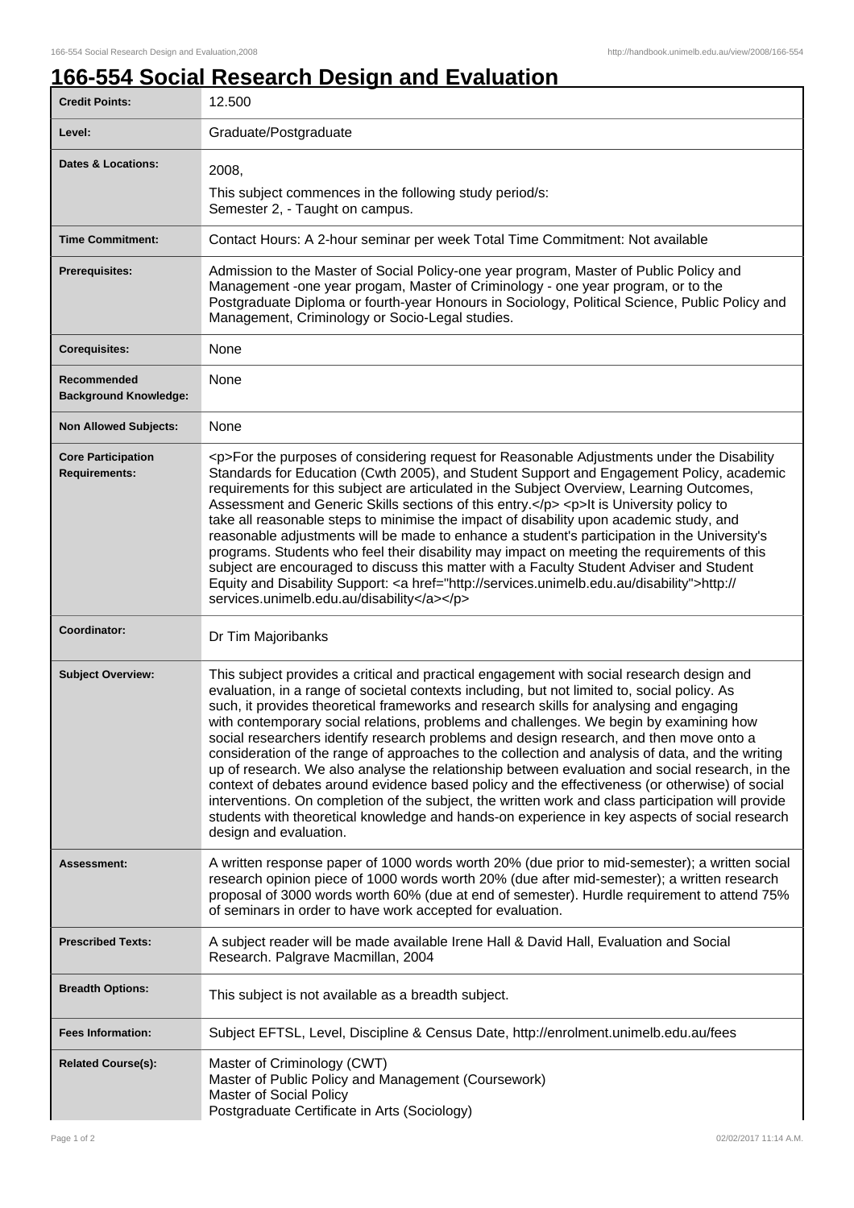# 166-554 Social Research Design and Evaluation

| | |
|---|---|
| **Credit Points:** | 12.500 |
| **Level:** | Graduate/Postgraduate |
| **Dates & Locations:** | 2008,<br>This subject commences in the following study period/s:<br>Semester 2, - Taught on campus. |
| **Time Commitment:** | Contact Hours: A 2-hour seminar per week Total Time Commitment: Not available |
| **Prerequisites:** | Admission to the Master of Social Policy-one year program, Master of Public Policy and Management -one year progam, Master of Criminology - one year program, or to the Postgraduate Diploma or fourth-year Honours in Sociology, Political Science, Public Policy and Management, Criminology or Socio-Legal studies. |
| **Corequisites:** | None |
| **Recommended Background Knowledge:** | None |
| **Non Allowed Subjects:** | None |
| **Core Participation Requirements:** | <p>For the purposes of considering request for Reasonable Adjustments under the Disability Standards for Education (Cwth 2005), and Student Support and Engagement Policy, academic requirements for this subject are articulated in the Subject Overview, Learning Outcomes, Assessment and Generic Skills sections of this entry.</p> <p>It is University policy to take all reasonable steps to minimise the impact of disability upon academic study, and reasonable adjustments will be made to enhance a student's participation in the University's programs. Students who feel their disability may impact on meeting the requirements of this subject are encouraged to discuss this matter with a Faculty Student Adviser and Student Equity and Disability Support: <a href="http://services.unimelb.edu.au/disability">http://services.unimelb.edu.au/disability</a></p> |
| **Coordinator:** | Dr Tim Majoribanks |
| **Subject Overview:** | This subject provides a critical and practical engagement with social research design and evaluation, in a range of societal contexts including, but not limited to, social policy. As such, it provides theoretical frameworks and research skills for analysing and engaging with contemporary social relations, problems and challenges. We begin by examining how social researchers identify research problems and design research, and then move onto a consideration of the range of approaches to the collection and analysis of data, and the writing up of research. We also analyse the relationship between evaluation and social research, in the context of debates around evidence based policy and the effectiveness (or otherwise) of social interventions. On completion of the subject, the written work and class participation will provide students with theoretical knowledge and hands-on experience in key aspects of social research design and evaluation. |
| **Assessment:** | A written response paper of 1000 words worth 20% (due prior to mid-semester); a written social research opinion piece of 1000 words worth 20% (due after mid-semester); a written research proposal of 3000 words worth 60% (due at end of semester). Hurdle requirement to attend 75% of seminars in order to have work accepted for evaluation. |
| **Prescribed Texts:** | A subject reader will be made available Irene Hall & David Hall, Evaluation and Social Research. Palgrave Macmillan, 2004 |
| **Breadth Options:** | This subject is not available as a breadth subject. |
| **Fees Information:** | Subject EFTSL, Level, Discipline & Census Date, http://enrolment.unimelb.edu.au/fees |
| **Related Course(s):** | Master of Criminology (CWT)<br>Master of Public Policy and Management (Coursework)<br>Master of Social Policy<br>Postgraduate Certificate in Arts (Sociology) |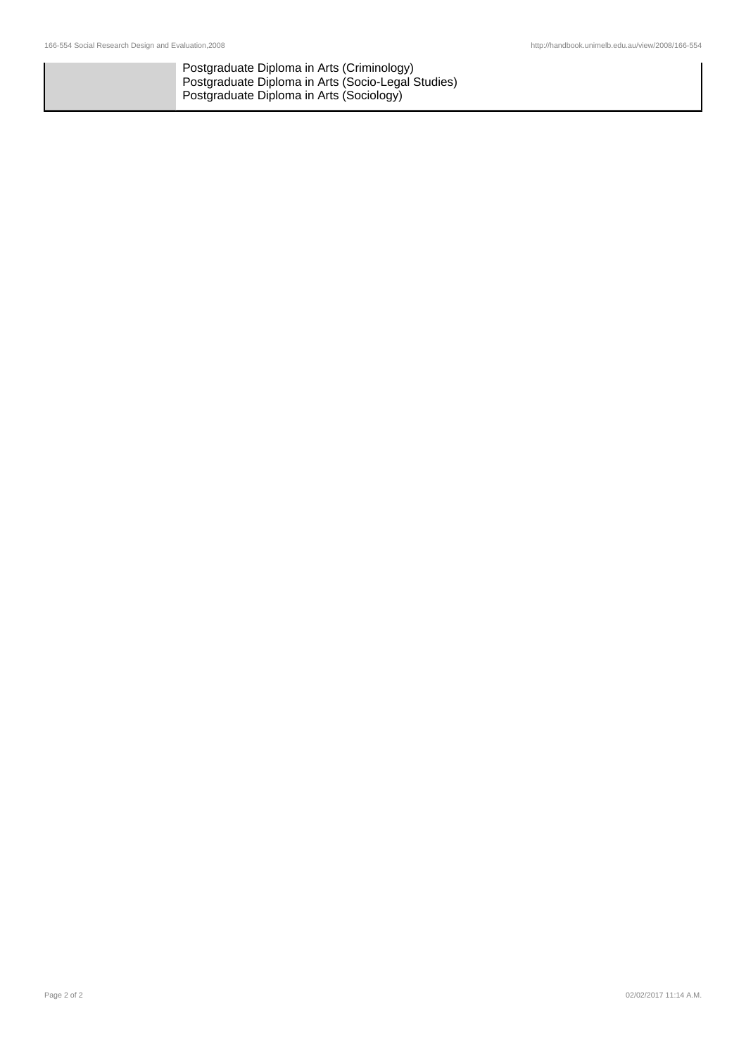| | |
|---|---|
| | Postgraduate Diploma in Arts (Criminology)<br>Postgraduate Diploma in Arts (Socio-Legal Studies)<br>Postgraduate Diploma in Arts (Sociology) |